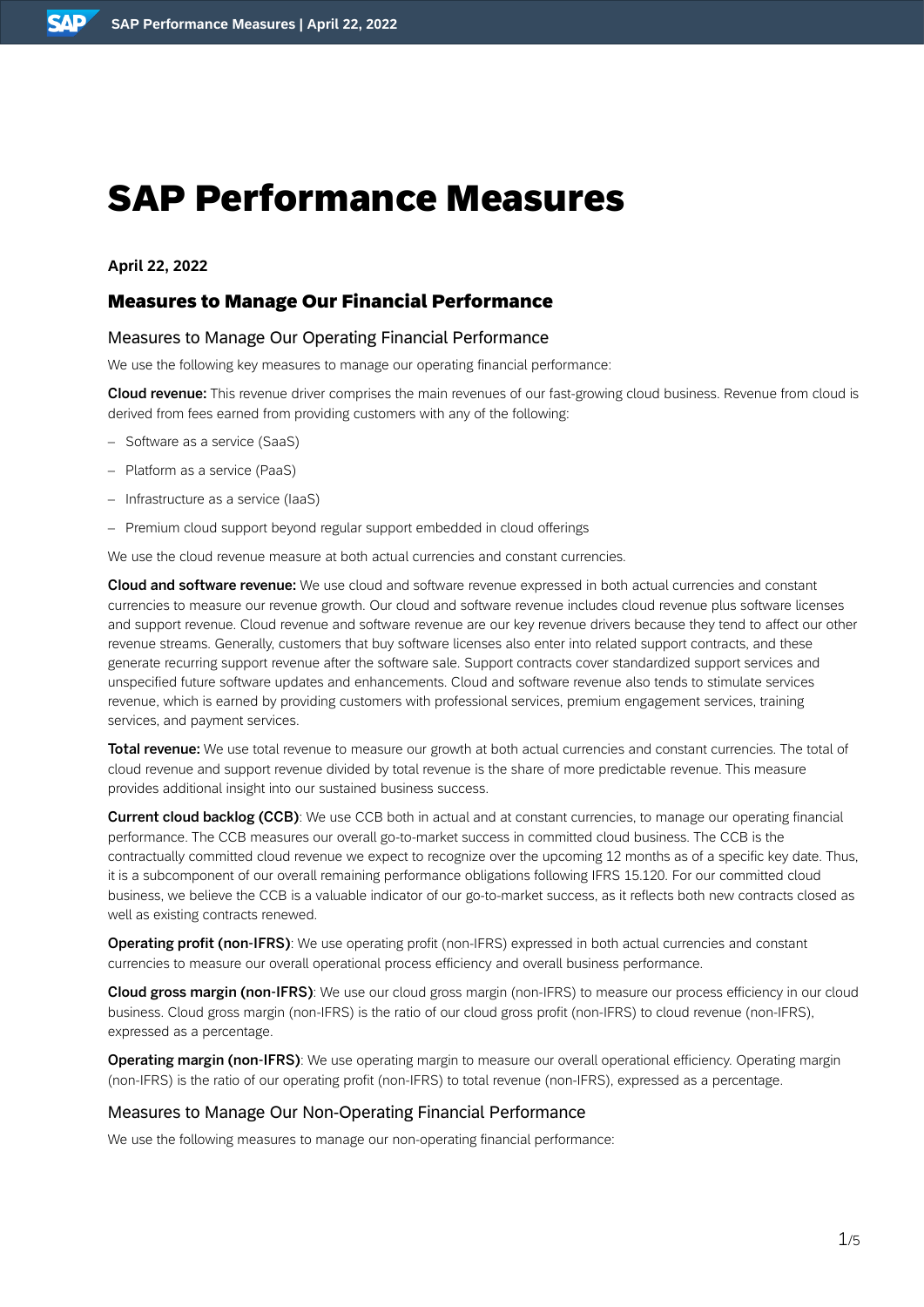# SAP Performance Measures

**April 22, 2022**

## Measures to Manage Our Financial Performance

### Measures to Manage Our Operating Financial Performance

We use the following key measures to manage our operating financial performance:

**Cloud revenue:** This revenue driver comprises the main revenues of our fast-growing cloud business. Revenue from cloud is derived from fees earned from providing customers with any of the following:

- Software as a service (SaaS)
- Platform as a service (PaaS)
- Infrastructure as a service (IaaS)
- Premium cloud support beyond regular support embedded in cloud offerings

We use the cloud revenue measure at both actual currencies and constant currencies.

**Cloud and software revenue:** We use cloud and software revenue expressed in both actual currencies and constant currencies to measure our revenue growth. Our cloud and software revenue includes cloud revenue plus software licenses and support revenue. Cloud revenue and software revenue are our key revenue drivers because they tend to affect our other revenue streams. Generally, customers that buy software licenses also enter into related support contracts, and these generate recurring support revenue after the software sale. Support contracts cover standardized support services and unspecified future software updates and enhancements. Cloud and software revenue also tends to stimulate services revenue, which is earned by providing customers with professional services, premium engagement services, training services, and payment services.

**Total revenue:** We use total revenue to measure our growth at both actual currencies and constant currencies. The total of cloud revenue and support revenue divided by total revenue is the share of more predictable revenue. This measure provides additional insight into our sustained business success.

**Current cloud backlog (CCB)**: We use CCB both in actual and at constant currencies, to manage our operating financial performance. The CCB measures our overall go-to-market success in committed cloud business. The CCB is the contractually committed cloud revenue we expect to recognize over the upcoming 12 months as of a specific key date. Thus, it is a subcomponent of our overall remaining performance obligations following IFRS 15.120. For our committed cloud business, we believe the CCB is a valuable indicator of our go-to-market success, as it reflects both new contracts closed as well as existing contracts renewed.

**Operating profit (non-IFRS)**: We use operating profit (non-IFRS) expressed in both actual currencies and constant currencies to measure our overall operational process efficiency and overall business performance.

**Cloud gross margin (non-IFRS)**: We use our cloud gross margin (non-IFRS) to measure our process efficiency in our cloud business. Cloud gross margin (non-IFRS) is the ratio of our cloud gross profit (non-IFRS) to cloud revenue (non-IFRS), expressed as a percentage.

**Operating margin (non-IFRS)**: We use operating margin to measure our overall operational efficiency. Operating margin (non-IFRS) is the ratio of our operating profit (non-IFRS) to total revenue (non-IFRS), expressed as a percentage.

### Measures to Manage Our Non-Operating Financial Performance

We use the following measures to manage our non-operating financial performance: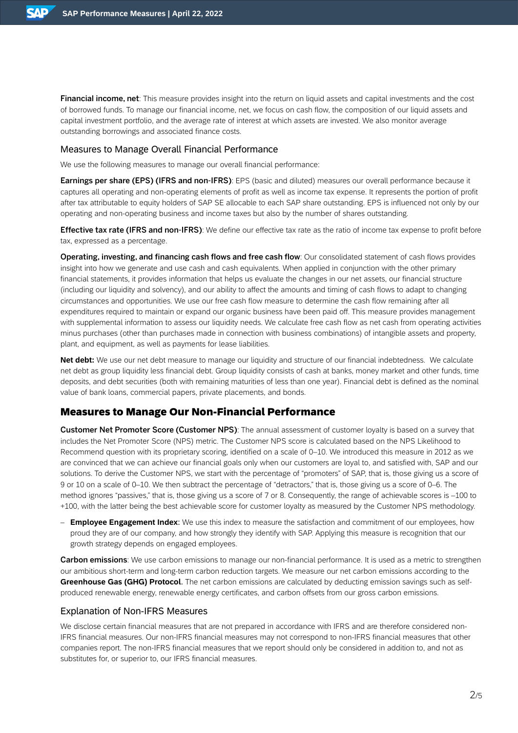**Financial income, net**: This measure provides insight into the return on liquid assets and capital investments and the cost of borrowed funds. To manage our financial income, net, we focus on cash flow, the composition of our liquid assets and capital investment portfolio, and the average rate of interest at which assets are invested. We also monitor average outstanding borrowings and associated finance costs.

### Measures to Manage Overall Financial Performance

We use the following measures to manage our overall financial performance:

**Earnings per share (EPS) (IFRS and non-IFRS)**: EPS (basic and diluted) measures our overall performance because it captures all operating and non-operating elements of profit as well as income tax expense. It represents the portion of profit after tax attributable to equity holders of SAP SE allocable to each SAP share outstanding. EPS is influenced not only by our operating and non-operating business and income taxes but also by the number of shares outstanding.

**Effective tax rate (IFRS and non-IFRS)**: We define our effective tax rate as the ratio of income tax expense to profit before tax, expressed as a percentage.

**Operating, investing, and financing cash flows and free cash flow**: Our consolidated statement of cash flows provides insight into how we generate and use cash and cash equivalents. When applied in conjunction with the other primary financial statements, it provides information that helps us evaluate the changes in our net assets, our financial structure (including our liquidity and solvency), and our ability to affect the amounts and timing of cash flows to adapt to changing circumstances and opportunities. We use our free cash flow measure to determine the cash flow remaining after all expenditures required to maintain or expand our organic business have been paid off. This measure provides management with supplemental information to assess our liquidity needs. We calculate free cash flow as net cash from operating activities minus purchases (other than purchases made in connection with business combinations) of intangible assets and property, plant, and equipment, as well as payments for lease liabilities.

**Net debt:** We use our net debt measure to manage our liquidity and structure of our financial indebtedness. We calculate net debt as group liquidity less financial debt. Group liquidity consists of cash at banks, money market and other funds, time deposits, and debt securities (both with remaining maturities of less than one year). Financial debt is defined as the nominal value of bank loans, commercial papers, private placements, and bonds.

## Measures to Manage Our Non-Financial Performance

**Customer Net Promoter Score (Customer NPS)**: The annual assessment of customer loyalty is based on a survey that includes the Net Promoter Score (NPS) metric. The Customer NPS score is calculated based on the NPS Likelihood to Recommend question with its proprietary scoring, identified on a scale of 0–10. We introduced this measure in 2012 as we are convinced that we can achieve our financial goals only when our customers are loyal to, and satisfied with, SAP and our solutions. To derive the Customer NPS, we start with the percentage of "promoters" of SAP, that is, those giving us a score of 9 or 10 on a scale of 0–10. We then subtract the percentage of "detractors," that is, those giving us a score of 0–6. The method ignores "passives," that is, those giving us a score of 7 or 8. Consequently, the range of achievable scores is –100 to +100, with the latter being the best achievable score for customer loyalty as measured by the Customer NPS methodology.

- **Employee Engagement Index:** We use this index to measure the satisfaction and commitment of our employees, how proud they are of our company, and how strongly they identify with SAP. Applying this measure is recognition that our growth strategy depends on engaged employees.

**Carbon emissions**: We use carbon emissions to manage our non-financial performance. It is used as a metric to strengthen our ambitious short-term and long-term carbon reduction targets. We measure our net carbon emissions according to the **Greenhouse Gas (GHG) Protocol**. The net carbon emissions are calculated by deducting emission savings such as self-produced renewable energy, renewable energy certificates, and carbon offsets from our gross carbon emissions.

### Explanation of Non-IFRS Measures

We disclose certain financial measures that are not prepared in accordance with IFRS and are therefore considered non-IFRS financial measures. Our non-IFRS financial measures may not correspond to non-IFRS financial measures that other companies report. The non-IFRS financial measures that we report should only be considered in addition to, and not as substitutes for, or superior to, our IFRS financial measures.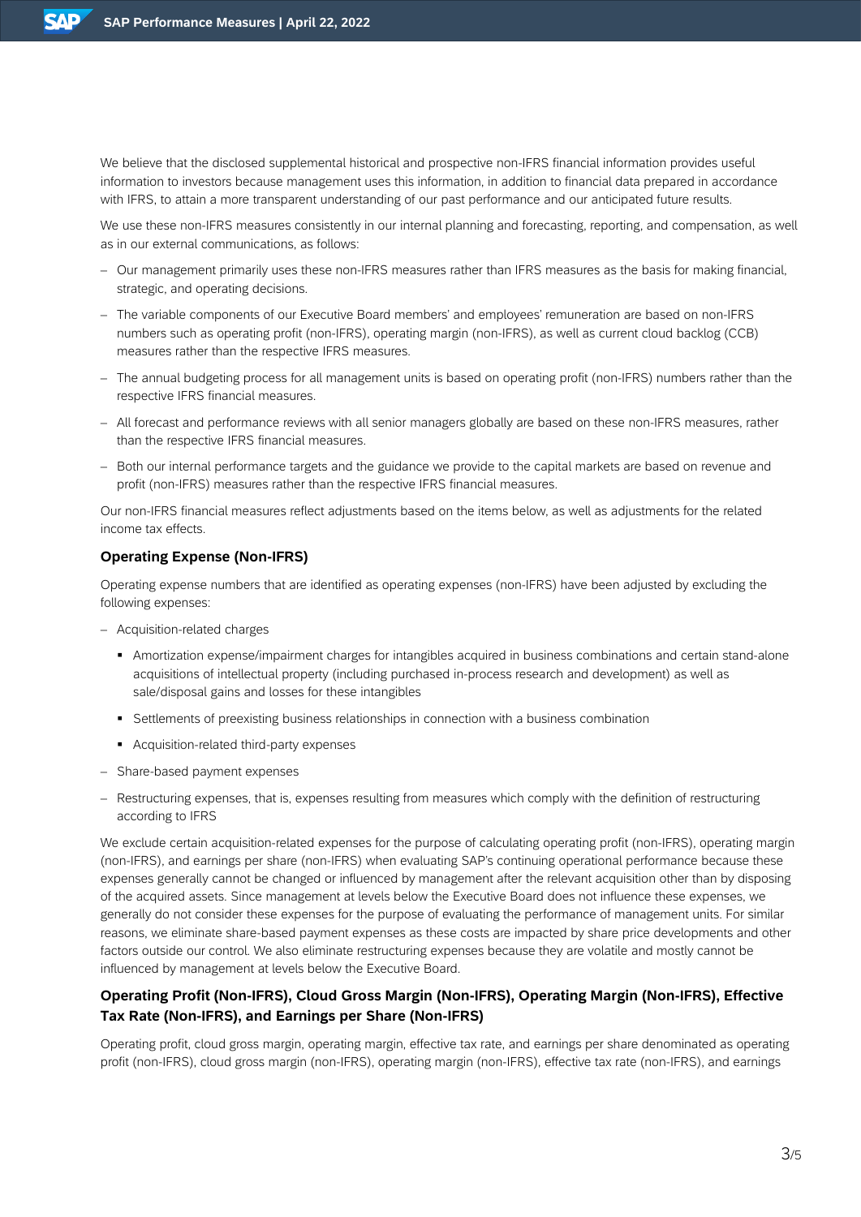We believe that the disclosed supplemental historical and prospective non-IFRS financial information provides useful information to investors because management uses this information, in addition to financial data prepared in accordance with IFRS, to attain a more transparent understanding of our past performance and our anticipated future results.

We use these non-IFRS measures consistently in our internal planning and forecasting, reporting, and compensation, as well as in our external communications, as follows:

- Our management primarily uses these non-IFRS measures rather than IFRS measures as the basis for making financial, strategic, and operating decisions.
- The variable components of our Executive Board members' and employees' remuneration are based on non-IFRS numbers such as operating profit (non-IFRS), operating margin (non-IFRS), as well as current cloud backlog (CCB) measures rather than the respective IFRS measures.
- The annual budgeting process for all management units is based on operating profit (non-IFRS) numbers rather than the respective IFRS financial measures.
- All forecast and performance reviews with all senior managers globally are based on these non-IFRS measures, rather than the respective IFRS financial measures.
- Both our internal performance targets and the guidance we provide to the capital markets are based on revenue and profit (non-IFRS) measures rather than the respective IFRS financial measures.

Our non-IFRS financial measures reflect adjustments based on the items below, as well as adjustments for the related income tax effects.

### Operating Expense (Non-IFRS)

Operating expense numbers that are identified as operating expenses (non-IFRS) have been adjusted by excluding the following expenses:

- Acquisition-related charges
  - Amortization expense/impairment charges for intangibles acquired in business combinations and certain stand-alone acquisitions of intellectual property (including purchased in-process research and development) as well as sale/disposal gains and losses for these intangibles
  - Settlements of preexisting business relationships in connection with a business combination
  - Acquisition-related third-party expenses
- Share-based payment expenses
- Restructuring expenses, that is, expenses resulting from measures which comply with the definition of restructuring according to IFRS

We exclude certain acquisition-related expenses for the purpose of calculating operating profit (non-IFRS), operating margin (non-IFRS), and earnings per share (non-IFRS) when evaluating SAP's continuing operational performance because these expenses generally cannot be changed or influenced by management after the relevant acquisition other than by disposing of the acquired assets. Since management at levels below the Executive Board does not influence these expenses, we generally do not consider these expenses for the purpose of evaluating the performance of management units. For similar reasons, we eliminate share-based payment expenses as these costs are impacted by share price developments and other factors outside our control. We also eliminate restructuring expenses because they are volatile and mostly cannot be influenced by management at levels below the Executive Board.

### Operating Profit (Non-IFRS), Cloud Gross Margin (Non-IFRS), Operating Margin (Non-IFRS), Effective Tax Rate (Non-IFRS), and Earnings per Share (Non-IFRS)

Operating profit, cloud gross margin, operating margin, effective tax rate, and earnings per share denominated as operating profit (non-IFRS), cloud gross margin (non-IFRS), operating margin (non-IFRS), effective tax rate (non-IFRS), and earnings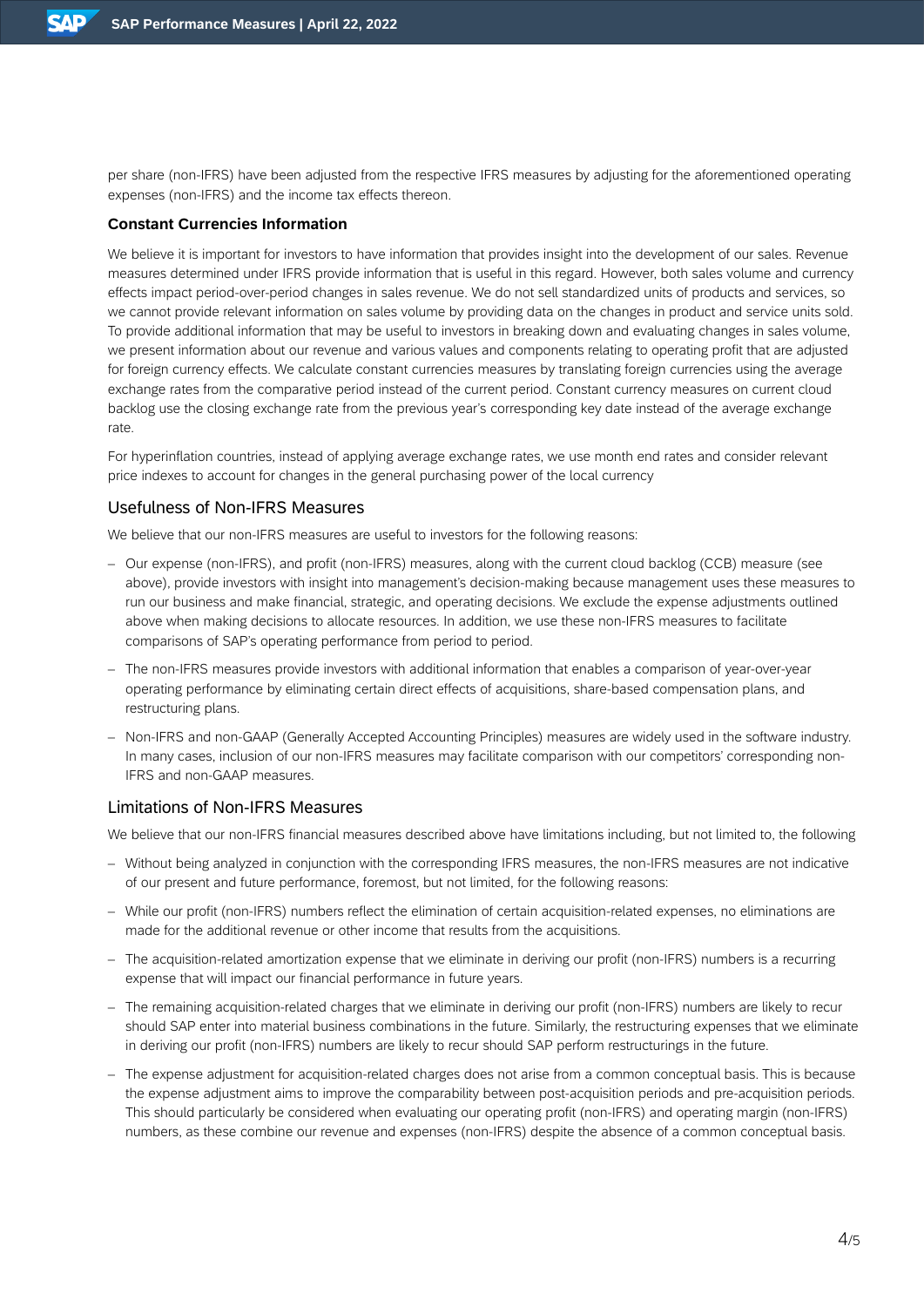per share (non-IFRS) have been adjusted from the respective IFRS measures by adjusting for the aforementioned operating expenses (non-IFRS) and the income tax effects thereon.

**Constant Currencies Information**

We believe it is important for investors to have information that provides insight into the development of our sales. Revenue measures determined under IFRS provide information that is useful in this regard. However, both sales volume and currency effects impact period-over-period changes in sales revenue. We do not sell standardized units of products and services, so we cannot provide relevant information on sales volume by providing data on the changes in product and service units sold. To provide additional information that may be useful to investors in breaking down and evaluating changes in sales volume, we present information about our revenue and various values and components relating to operating profit that are adjusted for foreign currency effects. We calculate constant currencies measures by translating foreign currencies using the average exchange rates from the comparative period instead of the current period. Constant currency measures on current cloud backlog use the closing exchange rate from the previous year's corresponding key date instead of the average exchange rate.

For hyperinflation countries, instead of applying average exchange rates, we use month end rates and consider relevant price indexes to account for changes in the general purchasing power of the local currency

## Usefulness of Non-IFRS Measures

We believe that our non-IFRS measures are useful to investors for the following reasons:

- Our expense (non-IFRS), and profit (non-IFRS) measures, along with the current cloud backlog (CCB) measure (see above), provide investors with insight into management's decision-making because management uses these measures to run our business and make financial, strategic, and operating decisions. We exclude the expense adjustments outlined above when making decisions to allocate resources. In addition, we use these non-IFRS measures to facilitate comparisons of SAP's operating performance from period to period.
- The non-IFRS measures provide investors with additional information that enables a comparison of year-over-year operating performance by eliminating certain direct effects of acquisitions, share-based compensation plans, and restructuring plans.
- Non-IFRS and non-GAAP (Generally Accepted Accounting Principles) measures are widely used in the software industry. In many cases, inclusion of our non-IFRS measures may facilitate comparison with our competitors' corresponding non-IFRS and non-GAAP measures.

## Limitations of Non-IFRS Measures

We believe that our non-IFRS financial measures described above have limitations including, but not limited to, the following

- Without being analyzed in conjunction with the corresponding IFRS measures, the non-IFRS measures are not indicative of our present and future performance, foremost, but not limited, for the following reasons:
- While our profit (non-IFRS) numbers reflect the elimination of certain acquisition-related expenses, no eliminations are made for the additional revenue or other income that results from the acquisitions.
- The acquisition-related amortization expense that we eliminate in deriving our profit (non-IFRS) numbers is a recurring expense that will impact our financial performance in future years.
- The remaining acquisition-related charges that we eliminate in deriving our profit (non-IFRS) numbers are likely to recur should SAP enter into material business combinations in the future. Similarly, the restructuring expenses that we eliminate in deriving our profit (non-IFRS) numbers are likely to recur should SAP perform restructurings in the future.
- The expense adjustment for acquisition-related charges does not arise from a common conceptual basis. This is because the expense adjustment aims to improve the comparability between post-acquisition periods and pre-acquisition periods. This should particularly be considered when evaluating our operating profit (non-IFRS) and operating margin (non-IFRS) numbers, as these combine our revenue and expenses (non-IFRS) despite the absence of a common conceptual basis.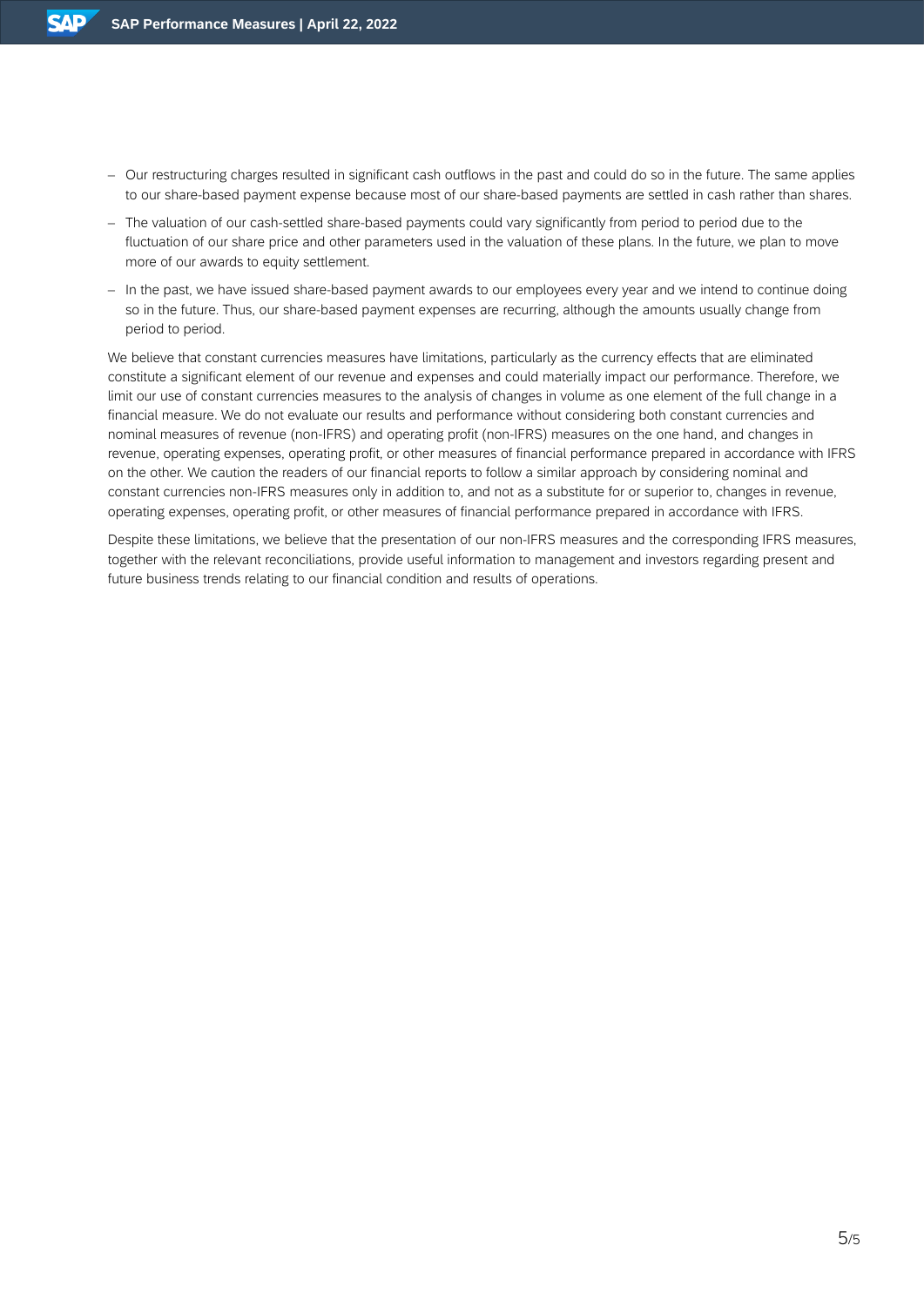- Our restructuring charges resulted in significant cash outflows in the past and could do so in the future. The same applies to our share-based payment expense because most of our share-based payments are settled in cash rather than shares.
- The valuation of our cash-settled share-based payments could vary significantly from period to period due to the fluctuation of our share price and other parameters used in the valuation of these plans. In the future, we plan to move more of our awards to equity settlement.
- In the past, we have issued share-based payment awards to our employees every year and we intend to continue doing so in the future. Thus, our share-based payment expenses are recurring, although the amounts usually change from period to period.

We believe that constant currencies measures have limitations, particularly as the currency effects that are eliminated constitute a significant element of our revenue and expenses and could materially impact our performance. Therefore, we limit our use of constant currencies measures to the analysis of changes in volume as one element of the full change in a financial measure. We do not evaluate our results and performance without considering both constant currencies and nominal measures of revenue (non-IFRS) and operating profit (non-IFRS) measures on the one hand, and changes in revenue, operating expenses, operating profit, or other measures of financial performance prepared in accordance with IFRS on the other. We caution the readers of our financial reports to follow a similar approach by considering nominal and constant currencies non-IFRS measures only in addition to, and not as a substitute for or superior to, changes in revenue, operating expenses, operating profit, or other measures of financial performance prepared in accordance with IFRS.

Despite these limitations, we believe that the presentation of our non-IFRS measures and the corresponding IFRS measures, together with the relevant reconciliations, provide useful information to management and investors regarding present and future business trends relating to our financial condition and results of operations.